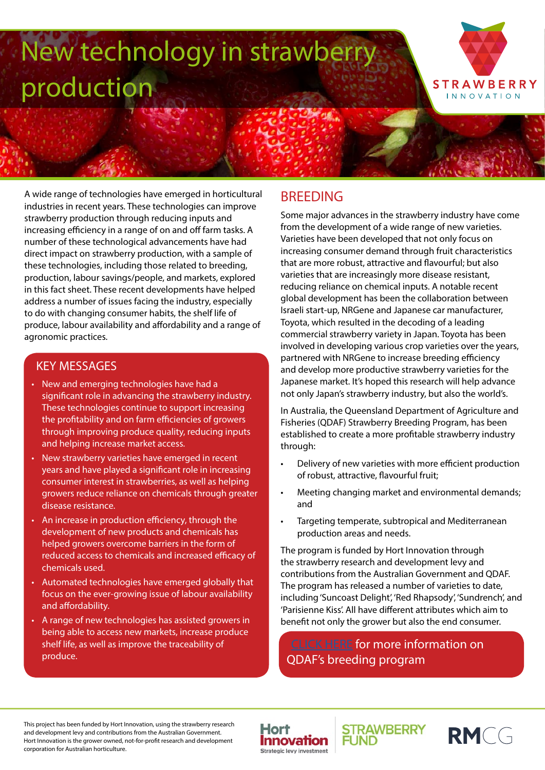# New technology in strawberry production

A wide range of technologies have emerged in horticultural industries in recent years. These technologies can improve strawberry production through reducing inputs and increasing efficiency in a range of on and off farm tasks. A number of these technological advancements have had direct impact on strawberry production, with a sample of these technologies, including those related to breeding, production, labour savings/people, and markets, explored in this fact sheet. These recent developments have helped address a number of issues facing the industry, especially to do with changing consumer habits, the shelf life of produce, labour availability and affordability and a range of agronomic practices.

## KEY MESSAGES

- New and emerging technologies have had a significant role in advancing the strawberry industry. These technologies continue to support increasing the profitability and on farm efficiencies of growers through improving produce quality, reducing inputs and helping increase market access.
- New strawberry varieties have emerged in recent years and have played a significant role in increasing consumer interest in strawberries, as well as helping growers reduce reliance on chemicals through greater disease resistance.
- An increase in production efficiency, through the development of new products and chemicals has helped growers overcome barriers in the form of reduced access to chemicals and increased efficacy of chemicals used.
- Automated technologies have emerged globally that focus on the ever-growing issue of labour availability and affordability.
- A range of new technologies has assisted growers in being able to access new markets, increase produce shelf life, as well as improve the traceability of produce.

## BREEDING

Some major advances in the strawberry industry have come from the development of a wide range of new varieties. Varieties have been developed that not only focus on increasing consumer demand through fruit characteristics that are more robust, attractive and flavourful; but also varieties that are increasingly more disease resistant, reducing reliance on chemical inputs. A notable recent global development has been the collaboration between Israeli start-up, NRGene and Japanese car manufacturer, Toyota, which resulted in the decoding of a leading commercial strawberry variety in Japan. Toyota has been involved in developing various crop varieties over the years, partnered with NRGene to increase breeding efficiency and develop more productive strawberry varieties for the Japanese market. It's hoped this research will help advance not only Japan's strawberry industry, but also the world's.

In Australia, the Queensland Department of Agriculture and Fisheries (QDAF) Strawberry Breeding Program, has been established to create a more profitable strawberry industry through:

- Delivery of new varieties with more efficient production of robust, attractive, flavourful fruit;
- Meeting changing market and environmental demands; and
- Targeting temperate, subtropical and Mediterranean production areas and needs.

The program is funded by Hort Innovation through the strawberry research and development levy and contributions from the Australian Government and QDAF. The program has released a number of varieties to date, including 'Suncoast Delight', 'Red Rhapsody', 'Sundrench', and 'Parisienne Kiss'. All have different attributes which aim to benefit not only the grower but also the end consumer.

CLICK HERE for more information on QDAF's breeding program

This project has been funded by Hort Innovation, using the strawberry research and development levy and contributions from the Australian Government. Hort Innovation is the grower owned, not-for-profit research and development corporation for Australian horticulture.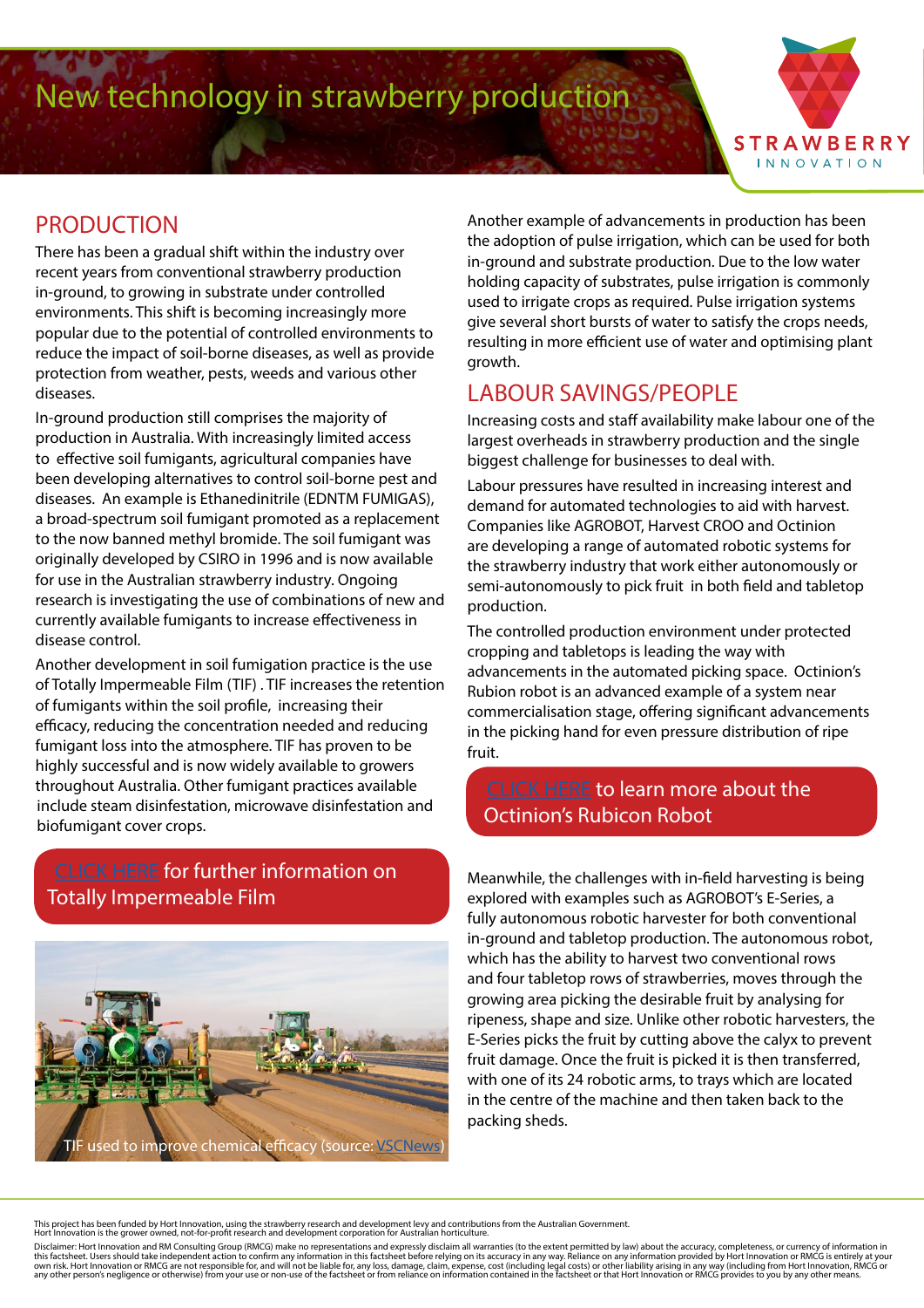# New technology in strawberry production

## PRODUCTION

There has been a gradual shift within the industry over recent years from conventional strawberry production in-ground, to growing in substrate under controlled environments. This shift is becoming increasingly more popular due to the potential of controlled environments to reduce the impact of soil-borne diseases, as well as provide protection from weather, pests, weeds and various other diseases.

In-ground production still comprises the majority of production in Australia. With increasingly limited access to effective soil fumigants, agricultural companies have been developing alternatives to control soil-borne pest and diseases. An example is Ethanedinitrile (EDNTM FUMIGAS), a broad-spectrum soil fumigant promoted as a replacement to the now banned methyl bromide. The soil fumigant was originally developed by CSIRO in 1996 and is now available for use in the Australian strawberry industry. Ongoing research is investigating the use of combinations of new and currently available fumigants to increase effectiveness in disease control.

Another development in soil fumigation practice is the use of Totally Impermeable Film (TIF) . TIF increases the retention of fumigants within the soil profile, increasing their efficacy, reducing the concentration needed and reducing fumigant loss into the atmosphere. TIF has proven to be highly successful and is now widely available to growers throughout Australia. Other fumigant practices available include steam disinfestation, microwave disinfestation and biofumigant cover crops.

CLICK HERE for further information on Totally Impermeable Film

TIF used to improve chemical efficacy (source: VSCNews)

Another example of advancements in production has been the adoption of pulse irrigation, which can be used for both in-ground and substrate production. Due to the low water holding capacity of substrates, pulse irrigation is commonly used to irrigate crops as required. Pulse irrigation systems give several short bursts of water to satisfy the crops needs, resulting in more efficient use of water and optimising plant growth.

## LABOUR SAVINGS/PEOPLE

Increasing costs and staff availability make labour one of the largest overheads in strawberry production and the single biggest challenge for businesses to deal with.

Labour pressures have resulted in increasing interest and demand for automated technologies to aid with harvest. Companies like AGROBOT, Harvest CROO and Octinion are developing a range of automated robotic systems for the strawberry industry that work either autonomously or semi-autonomously to pick fruit in both field and tabletop production.

The controlled production environment under protected cropping and tabletops is leading the way with advancements in the automated picking space. Octinion's Rubion robot is an advanced example of a system near commercialisation stage, offering significant advancements in the picking hand for even pressure distribution of ripe fruit.

CLICK HERE to learn more about the Octinion's Rubicon Robot

Meanwhile, the challenges with in-field harvesting is being explored with examples such as AGROBOT's E-Series, a fully autonomous robotic harvester for both conventional in-ground and tabletop production. The autonomous robot, which has the ability to harvest two conventional rows and four tabletop rows of strawberries, moves through the growing area picking the desirable fruit by analysing for ripeness, shape and size. Unlike other robotic harvesters, the E-Series picks the fruit by cutting above the calyx to prevent fruit damage. Once the fruit is picked it is then transferred, with one of its 24 robotic arms, to trays which are located in the centre of the machine and then taken back to the packing sheds.

This project has been funded by Hort Innovation, using the strawberry research and development levy and contributions from the Australian Government. Hort Innovation is the grower owned, not-for-profit research and development corporation for Australian horticulture.

Disclaimer: Hort Innovation and RM Consulting Group (RMCG) make no representations and expressly disclaim all warranties (to the extent permitted by law) about the accuracy, completeness, or currency of information in this factsheet. Users should take independent action to confirm any information in this factsheet before relying on its accuracy in any way. Reliance on any information provided by Hort Innovation or RMCG is entirely at your own risk. Hort Innovation or RMCG are not responsible for, and will not be liable for, any loss, damage, claim, expense, cost (including legal costs) or other liability arising in any way (including from Hort Innovation, RMCG or any other person's negligence or otherwise) from your use or non-use of the factsheet or from reliance on information contained in the factsheet or that Hort Innovation or RMCG provides to you by any other means.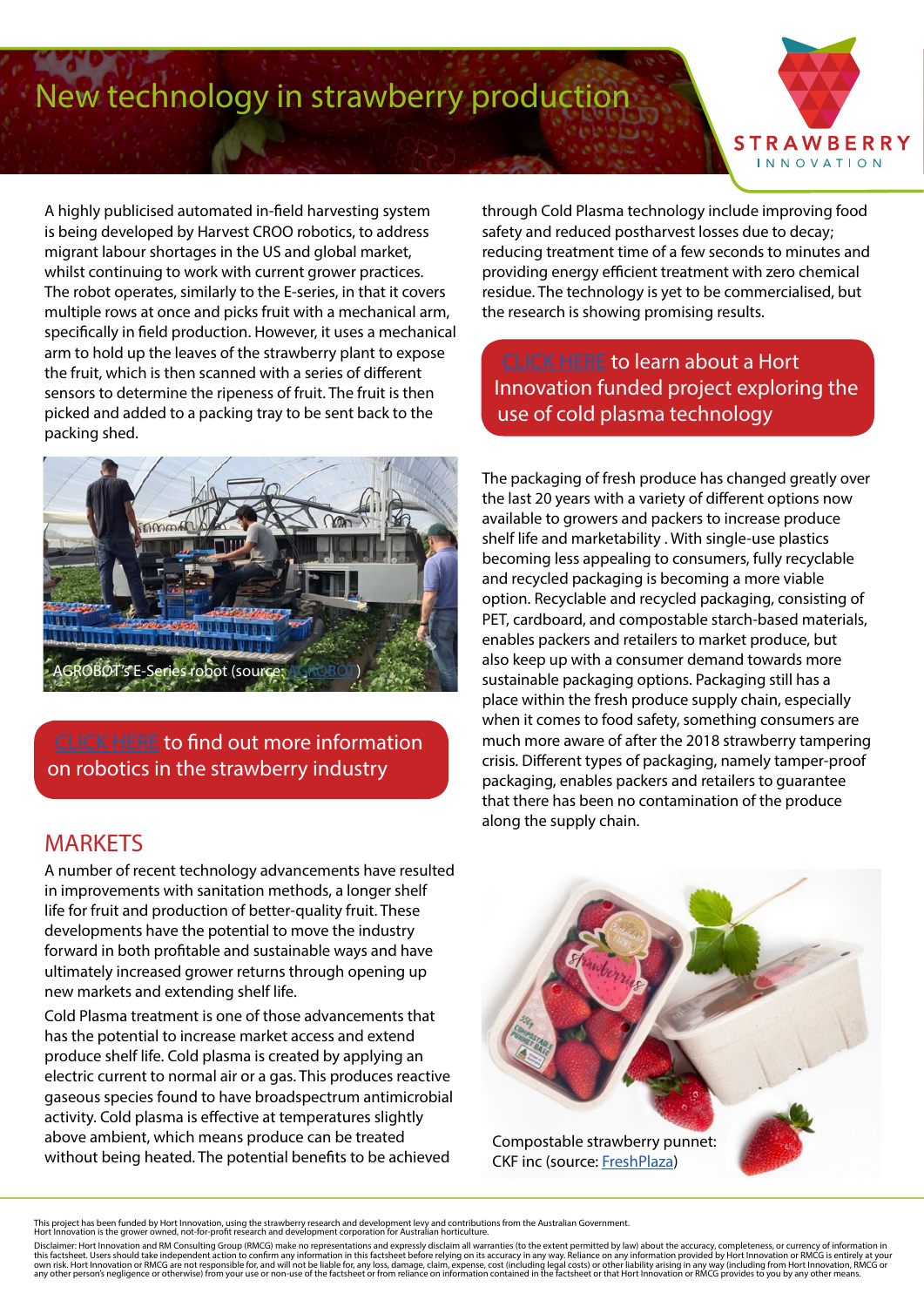# New technology in strawberry production

A highly publicised automated in-field harvesting system is being developed by Harvest CROO robotics, to address migrant labour shortages in the US and global market, whilst continuing to work with current grower practices. The robot operates, similarly to the E-series, in that it covers multiple rows at once and picks fruit with a mechanical arm, specifically in field production. However, it uses a mechanical arm to hold up the leaves of the strawberry plant to expose the fruit, which is then scanned with a series of different sensors to determine the ripeness of fruit. The fruit is then picked and added to a packing tray to be sent back to the packing shed.

AGROBOT's E-Series robot (source: AGROBOT)

CLICK HERE to find out more information on robotics in the strawberry industry

## MARKETS

A number of recent technology advancements have resulted in improvements with sanitation methods, a longer shelf life for fruit and production of better-quality fruit. These developments have the potential to move the industry forward in both profitable and sustainable ways and have ultimately increased grower returns through opening up new markets and extending shelf life.

Cold Plasma treatment is one of those advancements that has the potential to increase market access and extend produce shelf life. Cold plasma is created by applying an electric current to normal air or a gas. This produces reactive gaseous species found to have broadspectrum antimicrobial activity. Cold plasma is effective at temperatures slightly above ambient, which means produce can be treated without being heated. The potential benefits to be achieved through Cold Plasma technology include improving food safety and reduced postharvest losses due to decay; reducing treatment time of a few seconds to minutes and providing energy efficient treatment with zero chemical residue. The technology is yet to be commercialised, but the research is showing promising results.

CLICK HERE to learn about a Hort Innovation funded project exploring the use of cold plasma technology

The packaging of fresh produce has changed greatly over the last 20 years with a variety of different options now available to growers and packers to increase produce shelf life and marketability . With single-use plastics becoming less appealing to consumers, fully recyclable and recycled packaging is becoming a more viable option. Recyclable and recycled packaging, consisting of PET, cardboard, and compostable starch-based materials, enables packers and retailers to market produce, but also keep up with a consumer demand towards more sustainable packaging options. Packaging still has a place within the fresh produce supply chain, especially when it comes to food safety, something consumers are much more aware of after the 2018 strawberry tampering crisis. Different types of packaging, namely tamper-proof packaging, enables packers and retailers to guarantee that there has been no contamination of the produce along the supply chain.

Compostable strawberry punnet: CKF inc (source: FreshPlaza)

This project has been funded by Hort Innovation, using the strawberry research and development levy and contributions from the Australian Government. Hort Innovation is the grower owned, not-for-profit research and development corporation for Australian horticulture.

Disclaimer: Hort Innovation and RM Consulting Group (RMCG) make no representations and expressly disclaim all warranties (to the extent permitted by law) about the accuracy, completeness, or currency of information in this factsheet. Users should take independent action to confirm any information in this factsheet before relying on its accuracy in any way. Reliance on any information provided by Hort Innovation or RMCG is entirely at your own risk. Hort Innovation or RMCG are not responsible for, and will not be liable for, any loss, damage, claim, expense, cost (including legal costs) or other liability arising in any way (including from Hort Innovation, RMCG or any other person's negligence or otherwise) from your use or non-use of the factsheet or from reliance on information contained in the factsheet or that Hort Innovation or RMCG provides to you by any other means.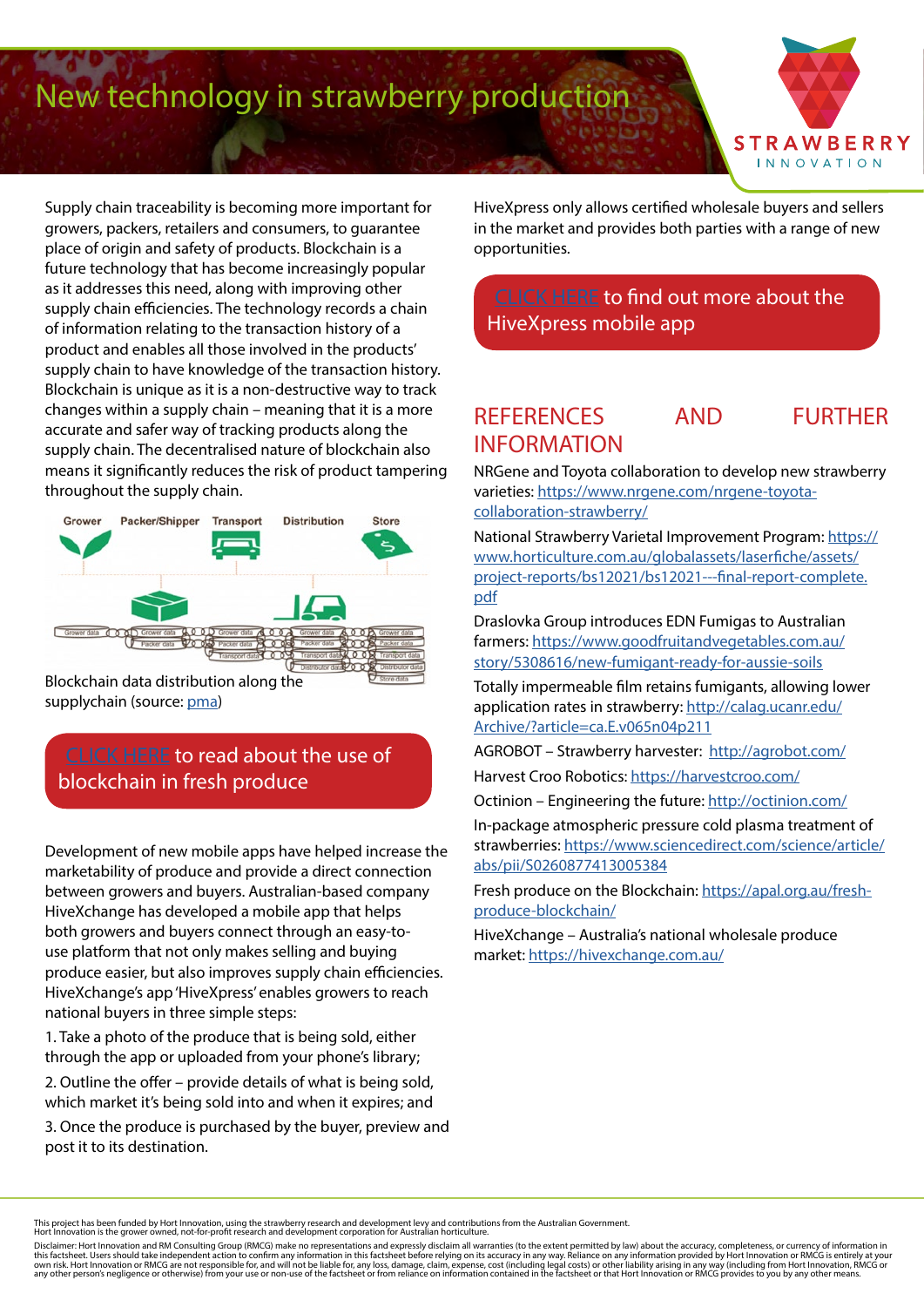# New technology in strawberry production

Supply chain traceability is becoming more important for growers, packers, retailers and consumers, to guarantee place of origin and safety of products. Blockchain is a future technology that has become increasingly popular as it addresses this need, along with improving other supply chain efficiencies. The technology records a chain of information relating to the transaction history of a product and enables all those involved in the products' supply chain to have knowledge of the transaction history. Blockchain is unique as it is a non-destructive way to track changes within a supply chain – meaning that it is a more accurate and safer way of tracking products along the supply chain. The decentralised nature of blockchain also means it significantly reduces the risk of product tampering throughout the supply chain.

Grower
Packer/Shipper
Transport
Distribution
Store
Grower data
Packer data
Transport data
Distributor data
Store data

Blockchain data distribution along the supplychain (source: pma)

**CLICK HERE to read about the use of blockchain in fresh produce**

Development of new mobile apps have helped increase the marketability of produce and provide a direct connection between growers and buyers. Australian-based company HiveXchange has developed a mobile app that helps both growers and buyers connect through an easy-to-use platform that not only makes selling and buying produce easier, but also improves supply chain efficiencies. HiveXchange's app 'HiveXpress' enables growers to reach national buyers in three simple steps:

1. Take a photo of the produce that is being sold, either through the app or uploaded from your phone's library;
2. Outline the offer – provide details of what is being sold, which market it's being sold into and when it expires; and
3. Once the produce is purchased by the buyer, preview and post it to its destination.

HiveXpress only allows certified wholesale buyers and sellers in the market and provides both parties with a range of new opportunities.

**CLICK HERE to find out more about the HiveXpress mobile app**

## REFERENCES AND FURTHER INFORMATION

NRGene and Toyota collaboration to develop new strawberry varieties: https://www.nrgene.com/nrgene-toyota-collaboration-strawberry/

National Strawberry Varietal Improvement Program: https://www.horticulture.com.au/globalassets/laserfiche/assets/project-reports/bs12021/bs12021---final-report-complete.pdf

Draslovka Group introduces EDN Fumigas to Australian farmers: https://www.goodfruitandvegetables.com.au/story/5308616/new-fumigant-ready-for-aussie-soils

Totally impermeable film retains fumigants, allowing lower application rates in strawberry: http://calag.ucanr.edu/Archive/?article=ca.E.v065n04p211

AGROBOT – Strawberry harvester: http://agrobot.com/

Harvest Croo Robotics: https://harvestcroo.com/

Octinion – Engineering the future: http://octinion.com/

In-package atmospheric pressure cold plasma treatment of strawberries: https://www.sciencedirect.com/science/article/abs/pii/S0260877413005384

Fresh produce on the Blockchain: https://apal.org.au/fresh-produce-blockchain/

HiveXchange – Australia's national wholesale produce market: https://hivexchange.com.au/

This project has been funded by Hort Innovation, using the strawberry research and development levy and contributions from the Australian Government. Hort Innovation is the grower owned, not-for-profit research and development corporation for Australian horticulture.

Disclaimer: Hort Innovation and RM Consulting Group (RMCG) make no representations and expressly disclaim all warranties (to the extent permitted by law) about the accuracy, completeness, or currency of information in this factsheet. Users should take independent action to confirm any information in this factsheet before relying on its accuracy in any way. Reliance on any information provided by Hort Innovation or RMCG is entirely at your own risk. Hort Innovation or RMCG are not responsible for, and will not be liable for, any loss, damage, claim, expense, cost (including legal costs) or other liability arising in any way (including from Hort Innovation, RMCG or any other person's negligence or otherwise) from your use or non-use of the factsheet or from reliance on information contained in the factsheet or that Hort Innovation or RMCG provides to you by any other means.